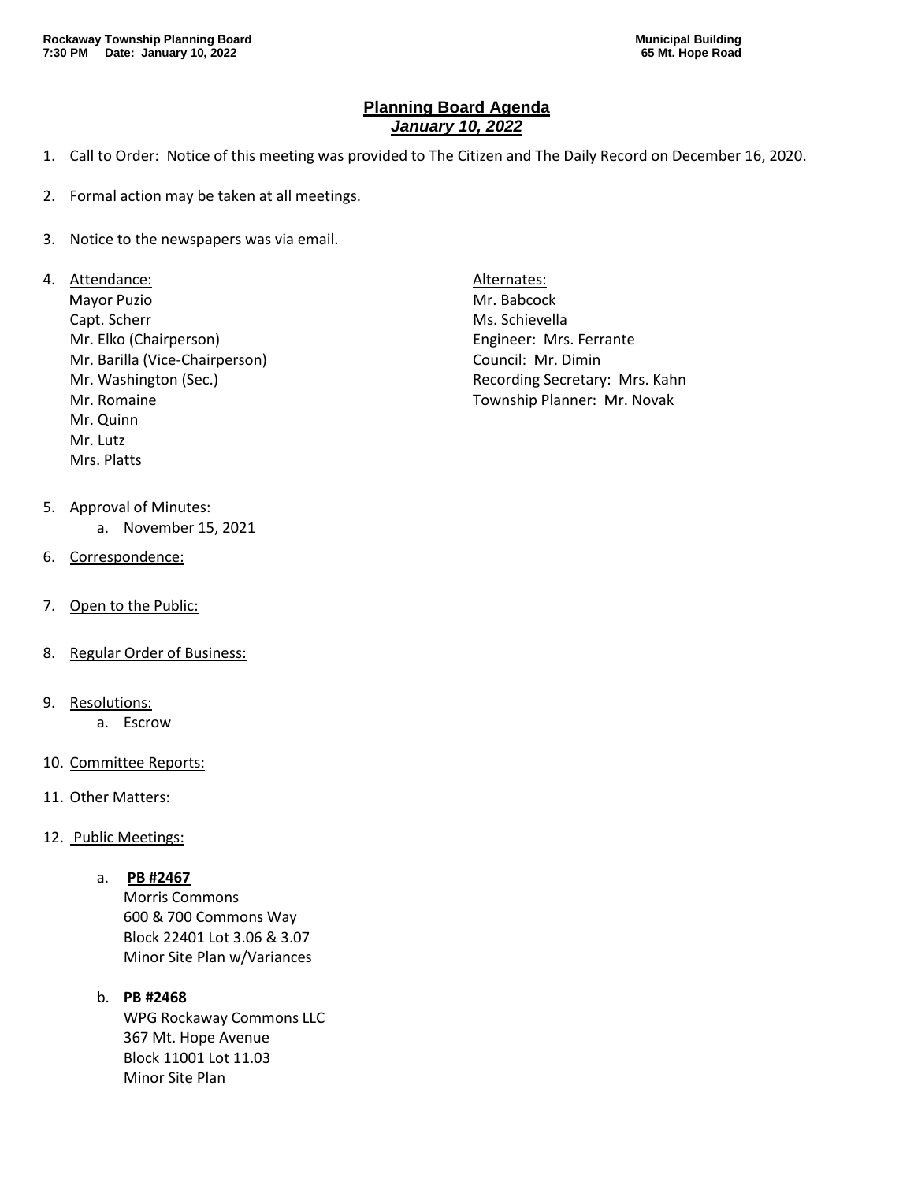**Rockaway Township Planning Board**
**7:30 PM Date: January 10, 2022**

**Municipal Building**
**65 Mt. Hope Road**

## Planning Board Agenda
## *January 10, 2022*

1. Call to Order: Notice of this meeting was provided to The Citizen and The Daily Record on December 16, 2020.

2. Formal action may be taken at all meetings.

3. Notice to the newspapers was via email.

4. Attendance:
   Mayor Puzio
   Capt. Scherr
   Mr. Elko (Chairperson)
   Mr. Barilla (Vice-Chairperson)
   Mr. Washington (Sec.)
   Mr. Romaine
   Mr. Quinn
   Mr. Lutz
   Mrs. Platts

   Alternates:
   Mr. Babcock
   Ms. Schievella
   Engineer: Mrs. Ferrante
   Council: Mr. Dimin
   Recording Secretary: Mrs. Kahn
   Township Planner: Mr. Novak

5. Approval of Minutes:
   a. November 15, 2021

6. Correspondence:

7. Open to the Public:

8. Regular Order of Business:

9. Resolutions:
   a. Escrow

10. Committee Reports:

11. Other Matters:

12. Public Meetings:

    a. **PB #2467**
       Morris Commons
       600 & 700 Commons Way
       Block 22401 Lot 3.06 & 3.07
       Minor Site Plan w/Variances

    b. **PB #2468**
       WPG Rockaway Commons LLC
       367 Mt. Hope Avenue
       Block 11001 Lot 11.03
       Minor Site Plan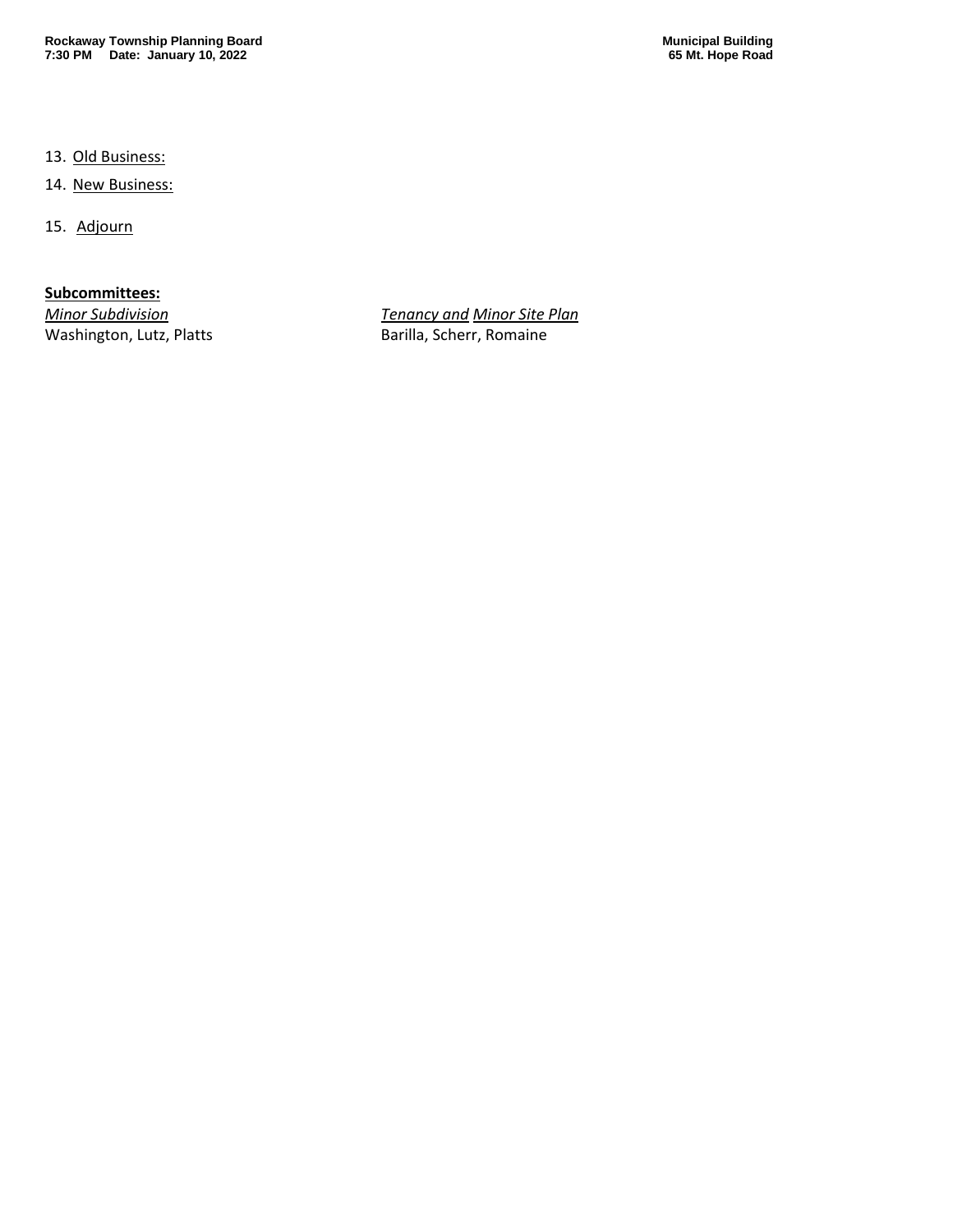13. Old Business:
14. New Business:
15. Adjourn

**Subcommittees:**

| | |
|---|---|
| *Minor Subdivision* | *Tenancy and Minor Site Plan* |
| Washington, Lutz, Platts | Barilla, Scherr, Romaine |